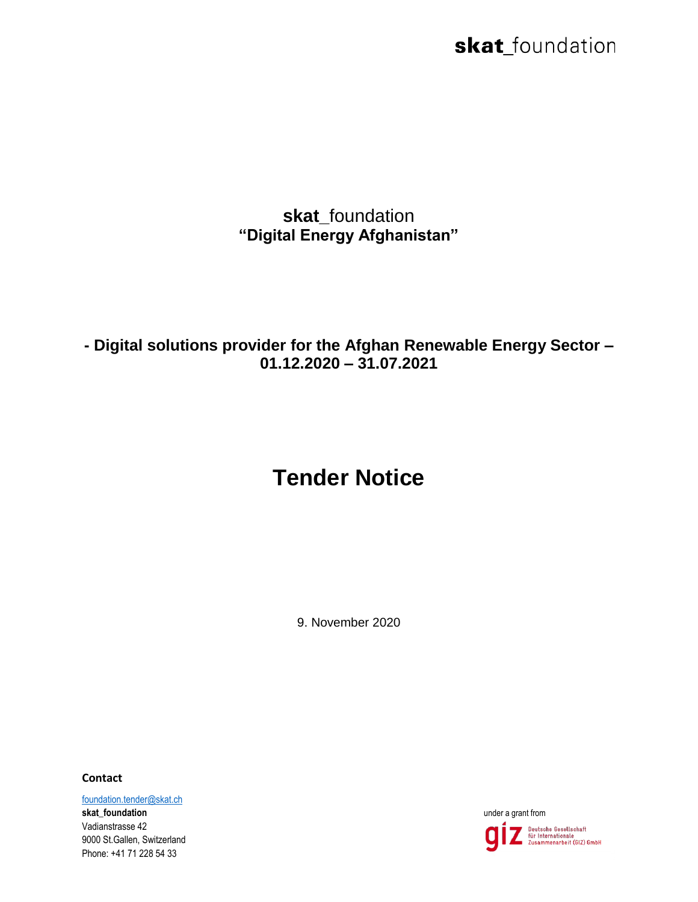**skat**_foundation

**skat**_foundation
**"Digital Energy Afghanistan"**

**- Digital solutions provider for the Afghan Renewable Energy Sector – 01.12.2020 – 31.07.2021**

# Tender Notice

9. November 2020

**Contact**

foundation.tender@skat.ch
**skat_foundation**
Vadianstrasse 42
9000 St.Gallen, Switzerland
Phone: +41 71 228 54 33

under a grant from

giz Deutsche Gesellschaft für Internationale Zusammenarbeit (GIZ) GmbH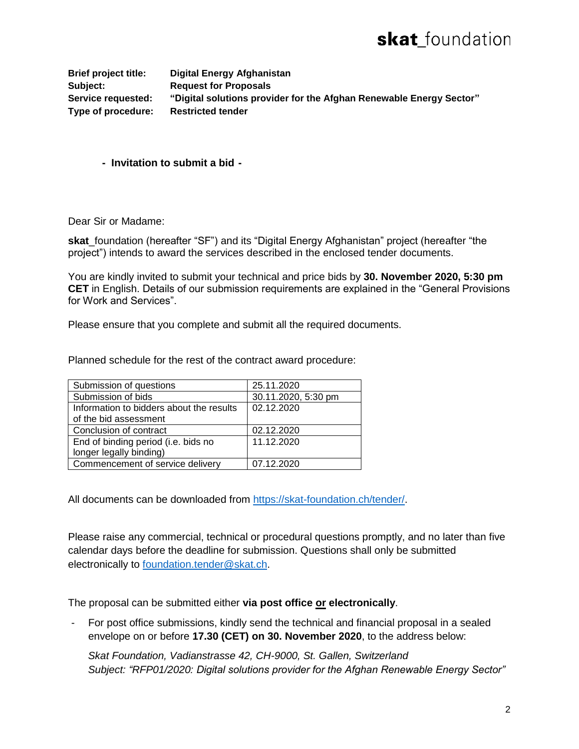**Brief project title:** **Digital Energy Afghanistan**
**Subject:** **Request for Proposals**
**Service requested:** **"Digital solutions provider for the Afghan Renewable Energy Sector"**
**Type of procedure:** **Restricted tender**

**- Invitation to submit a bid -**

Dear Sir or Madame:

**skat**_foundation (hereafter "SF") and its "Digital Energy Afghanistan" project (hereafter "the project") intends to award the services described in the enclosed tender documents.

You are kindly invited to submit your technical and price bids by **30. November 2020, 5:30 pm CET** in English. Details of our submission requirements are explained in the "General Provisions for Work and Services".

Please ensure that you complete and submit all the required documents.

Planned schedule for the rest of the contract award procedure:

| | |
|---|---|
| Submission of questions | 25.11.2020 |
| Submission of bids | 30.11.2020, 5:30 pm |
| Information to bidders about the results of the bid assessment | 02.12.2020 |
| Conclusion of contract | 02.12.2020 |
| End of binding period (i.e. bids no longer legally binding) | 11.12.2020 |
| Commencement of service delivery | 07.12.2020 |

All documents can be downloaded from https://skat-foundation.ch/tender/.

Please raise any commercial, technical or procedural questions promptly, and no later than five calendar days before the deadline for submission. Questions shall only be submitted electronically to foundation.tender@skat.ch.

The proposal can be submitted either **via post office or electronically**.

- For post office submissions, kindly send the technical and financial proposal in a sealed envelope on or before **17.30 (CET) on 30. November 2020**, to the address below:

  *Skat Foundation, Vadianstrasse 42, CH-9000, St. Gallen, Switzerland*
  *Subject: "RFP01/2020: Digital solutions provider for the Afghan Renewable Energy Sector"*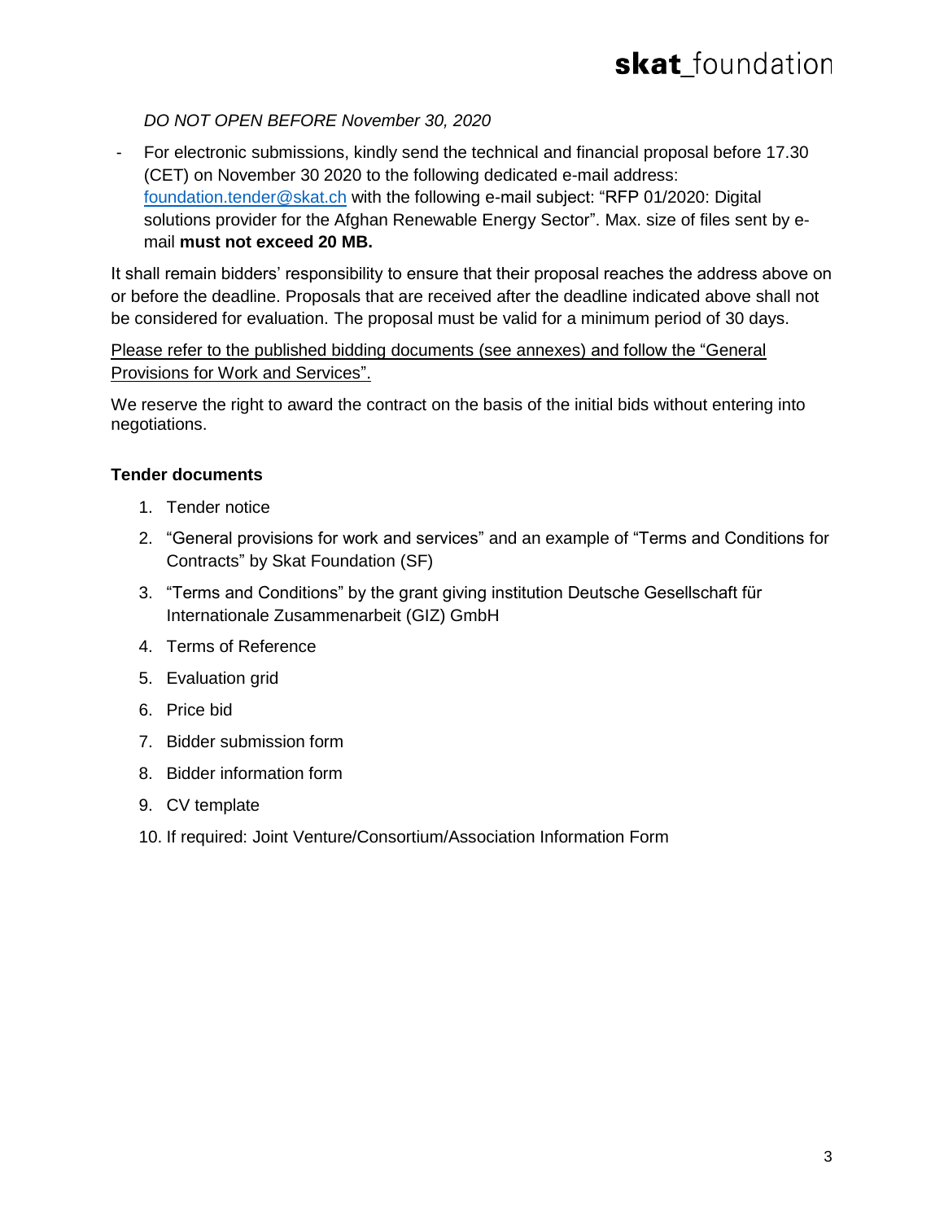*DO NOT OPEN BEFORE November 30, 2020*

- For electronic submissions, kindly send the technical and financial proposal before 17.30 (CET) on November 30 2020 to the following dedicated e-mail address: foundation.tender@skat.ch with the following e-mail subject: “RFP 01/2020: Digital solutions provider for the Afghan Renewable Energy Sector”. Max. size of files sent by e-mail **must not exceed 20 MB.**

It shall remain bidders’ responsibility to ensure that their proposal reaches the address above on or before the deadline. Proposals that are received after the deadline indicated above shall not be considered for evaluation. The proposal must be valid for a minimum period of 30 days.

Please refer to the published bidding documents (see annexes) and follow the “General Provisions for Work and Services”.

We reserve the right to award the contract on the basis of the initial bids without entering into negotiations.

**Tender documents**

1. Tender notice
2. “General provisions for work and services” and an example of “Terms and Conditions for Contracts” by Skat Foundation (SF)
3. “Terms and Conditions” by the grant giving institution Deutsche Gesellschaft für Internationale Zusammenarbeit (GIZ) GmbH
4. Terms of Reference
5. Evaluation grid
6. Price bid
7. Bidder submission form
8. Bidder information form
9. CV template
10. If required: Joint Venture/Consortium/Association Information Form